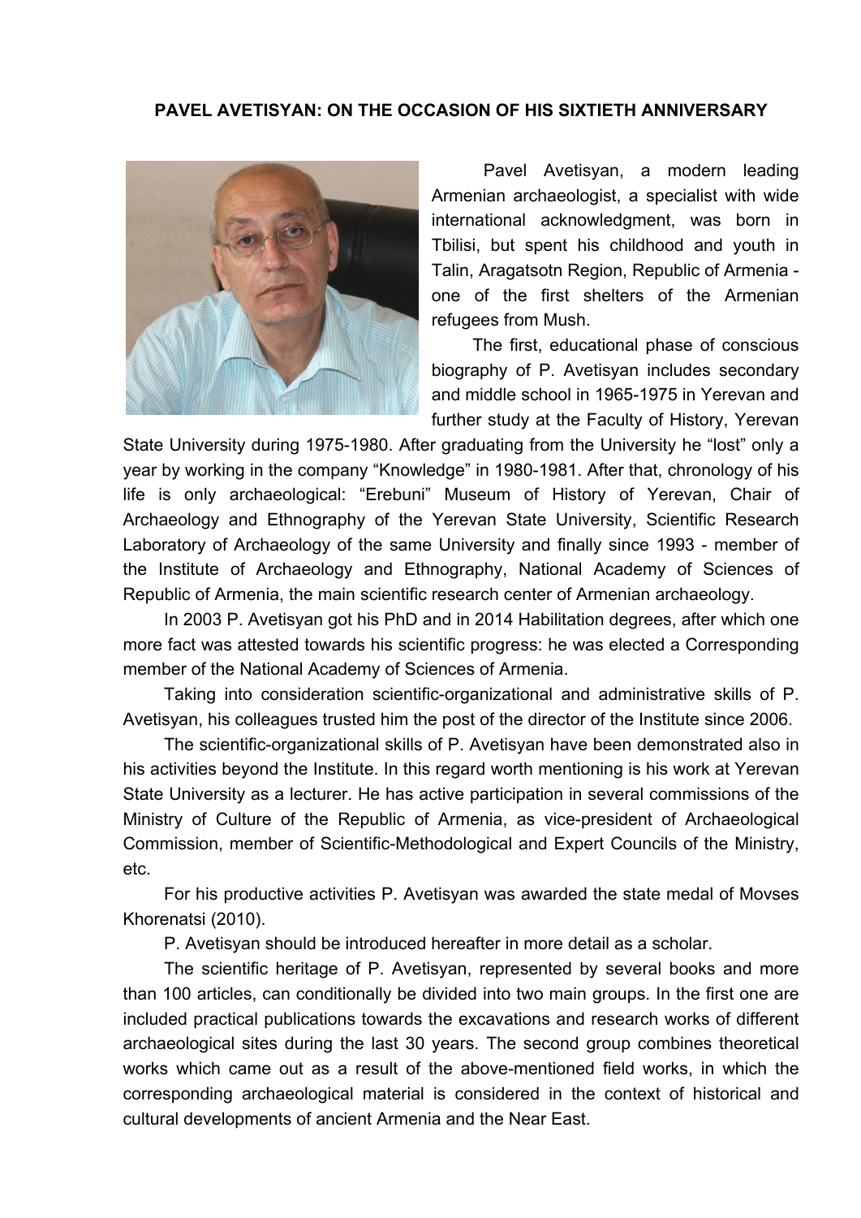**PAVEL AVETISYAN: ON THE OCCASION OF HIS SIXTIETH ANNIVERSARY**

Pavel Avetisyan, a modern leading Armenian archaeologist, a specialist with wide international acknowledgment, was born in Tbilisi, but spent his childhood and youth in Talin, Aragatsotn Region, Republic of Armenia - one of the first shelters of the Armenian refugees from Mush.

The first, educational phase of conscious biography of P. Avetisyan includes secondary and middle school in 1965-1975 in Yerevan and further study at the Faculty of History, Yerevan State University during 1975-1980. After graduating from the University he "lost" only a year by working in the company "Knowledge" in 1980-1981. After that, chronology of his life is only archaeological: "Erebuni" Museum of History of Yerevan, Chair of Archaeology and Ethnography of the Yerevan State University, Scientific Research Laboratory of Archaeology of the same University and finally since 1993 - member of the Institute of Archaeology and Ethnography, National Academy of Sciences of Republic of Armenia, the main scientific research center of Armenian archaeology.

In 2003 P. Avetisyan got his PhD and in 2014 Habilitation degrees, after which one more fact was attested towards his scientific progress: he was elected a Corresponding member of the National Academy of Sciences of Armenia.

Taking into consideration scientific-organizational and administrative skills of P. Avetisyan, his colleagues trusted him the post of the director of the Institute since 2006.

The scientific-organizational skills of P. Avetisyan have been demonstrated also in his activities beyond the Institute. In this regard worth mentioning is his work at Yerevan State University as a lecturer. He has active participation in several commissions of the Ministry of Culture of the Republic of Armenia, as vice-president of Archaeological Commission, member of Scientific-Methodological and Expert Councils of the Ministry, etc.

For his productive activities P. Avetisyan was awarded the state medal of Movses Khorenatsi (2010).

P. Avetisyan should be introduced hereafter in more detail as a scholar.

The scientific heritage of P. Avetisyan, represented by several books and more than 100 articles, can conditionally be divided into two main groups. In the first one are included practical publications towards the excavations and research works of different archaeological sites during the last 30 years. The second group combines theoretical works which came out as a result of the above-mentioned field works, in which the corresponding archaeological material is considered in the context of historical and cultural developments of ancient Armenia and the Near East.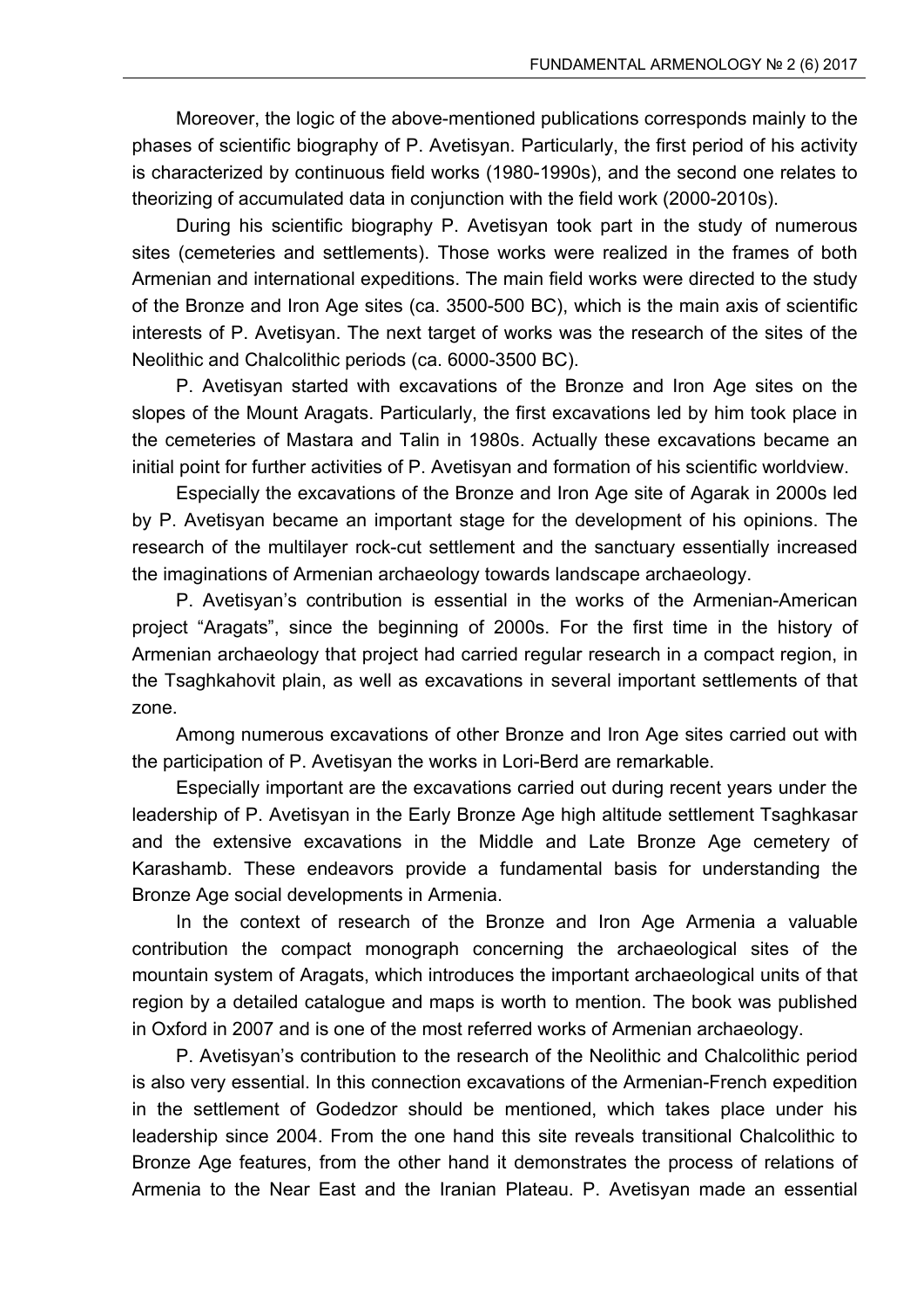Moreover, the logic of the above-mentioned publications corresponds mainly to the phases of scientific biography of P. Avetisyan. Particularly, the first period of his activity is characterized by continuous field works (1980-1990s), and the second one relates to theorizing of accumulated data in conjunction with the field work (2000-2010s).

During his scientific biography P. Avetisyan took part in the study of numerous sites (cemeteries and settlements). Those works were realized in the frames of both Armenian and international expeditions. The main field works were directed to the study of the Bronze and Iron Age sites (ca. 3500-500 BC), which is the main axis of scientific interests of P. Avetisyan. The next target of works was the research of the sites of the Neolithic and Chalcolithic periods (ca. 6000-3500 BC).

P. Avetisyan started with excavations of the Bronze and Iron Age sites on the slopes of the Mount Aragats. Particularly, the first excavations led by him took place in the cemeteries of Mastara and Talin in 1980s. Actually these excavations became an initial point for further activities of P. Avetisyan and formation of his scientific worldview.

Especially the excavations of the Bronze and Iron Age site of Agarak in 2000s led by P. Avetisyan became an important stage for the development of his opinions. The research of the multilayer rock-cut settlement and the sanctuary essentially increased the imaginations of Armenian archaeology towards landscape archaeology.

P. Avetisyan's contribution is essential in the works of the Armenian-American project "Aragats", since the beginning of 2000s. For the first time in the history of Armenian archaeology that project had carried regular research in a compact region, in the Tsaghkahovit plain, as well as excavations in several important settlements of that zone.

Among numerous excavations of other Bronze and Iron Age sites carried out with the participation of P. Avetisyan the works in Lori-Berd are remarkable.

Especially important are the excavations carried out during recent years under the leadership of P. Avetisyan in the Early Bronze Age high altitude settlement Tsaghkasar and the extensive excavations in the Middle and Late Bronze Age cemetery of Karashamb. These endeavors provide a fundamental basis for understanding the Bronze Age social developments in Armenia.

In the context of research of the Bronze and Iron Age Armenia a valuable contribution the compact monograph concerning the archaeological sites of the mountain system of Aragats, which introduces the important archaeological units of that region by a detailed catalogue and maps is worth to mention. The book was published in Oxford in 2007 and is one of the most referred works of Armenian archaeology.

P. Avetisyan's contribution to the research of the Neolithic and Chalcolithic period is also very essential. In this connection excavations of the Armenian-French expedition in the settlement of Godedzor should be mentioned, which takes place under his leadership since 2004. From the one hand this site reveals transitional Chalcolithic to Bronze Age features, from the other hand it demonstrates the process of relations of Armenia to the Near East and the Iranian Plateau. P. Avetisyan made an essential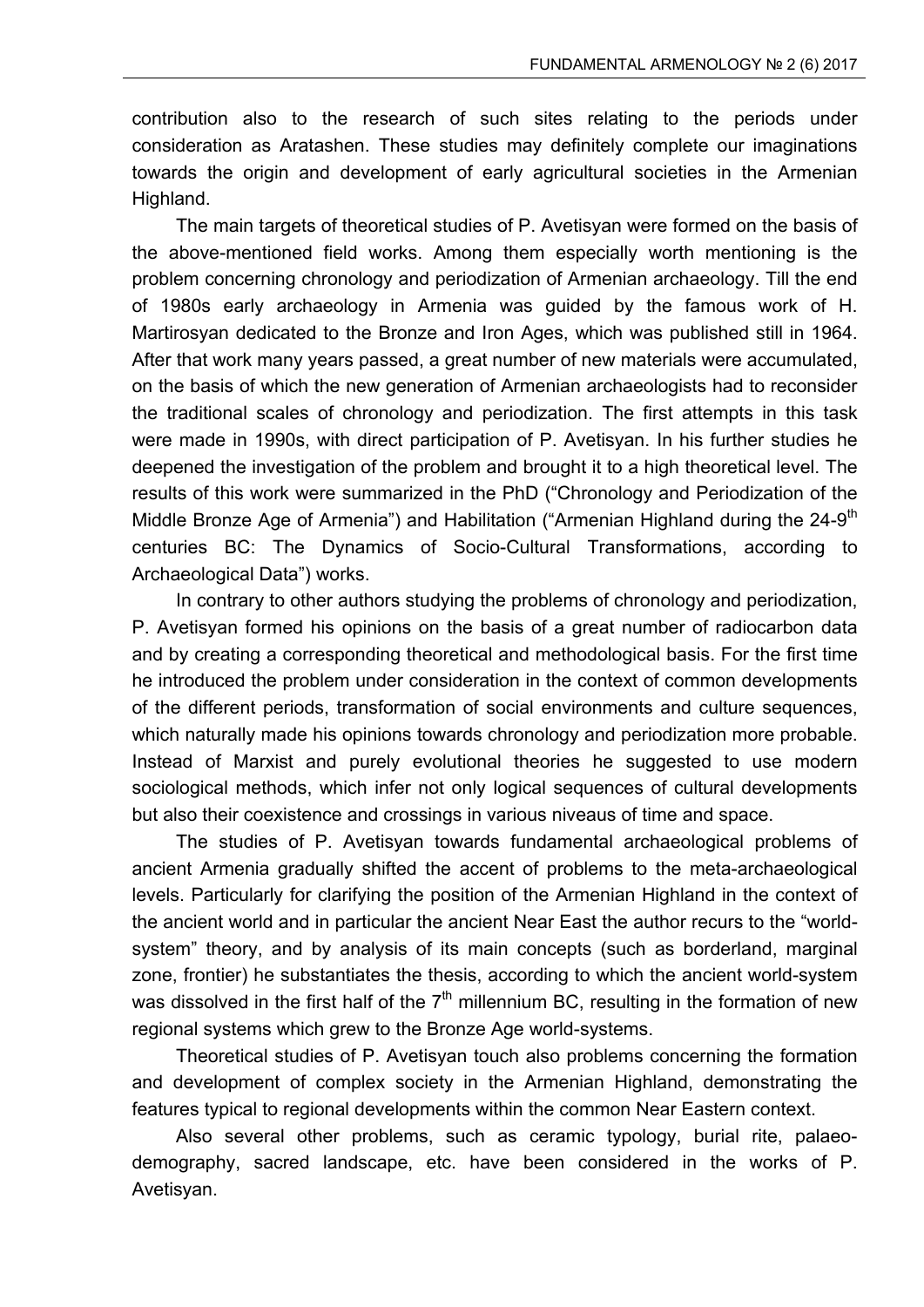contribution also to the research of such sites relating to the periods under consideration as Aratashen. These studies may definitely complete our imaginations towards the origin and development of early agricultural societies in the Armenian Highland.

The main targets of theoretical studies of P. Avetisyan were formed on the basis of the above-mentioned field works. Among them especially worth mentioning is the problem concerning chronology and periodization of Armenian archaeology. Till the end of 1980s early archaeology in Armenia was guided by the famous work of H. Martirosyan dedicated to the Bronze and Iron Ages, which was published still in 1964. After that work many years passed, a great number of new materials were accumulated, on the basis of which the new generation of Armenian archaeologists had to reconsider the traditional scales of chronology and periodization. The first attempts in this task were made in 1990s, with direct participation of P. Avetisyan. In his further studies he deepened the investigation of the problem and brought it to a high theoretical level. The results of this work were summarized in the PhD ("Chronology and Periodization of the Middle Bronze Age of Armenia") and Habilitation ("Armenian Highland during the 24-9$^{th}$ centuries BC: The Dynamics of Socio-Cultural Transformations, according to Archaeological Data") works.

In contrary to other authors studying the problems of chronology and periodization, P. Avetisyan formed his opinions on the basis of a great number of radiocarbon data and by creating a corresponding theoretical and methodological basis. For the first time he introduced the problem under consideration in the context of common developments of the different periods, transformation of social environments and culture sequences, which naturally made his opinions towards chronology and periodization more probable. Instead of Marxist and purely evolutional theories he suggested to use modern sociological methods, which infer not only logical sequences of cultural developments but also their coexistence and crossings in various niveaus of time and space.

The studies of P. Avetisyan towards fundamental archaeological problems of ancient Armenia gradually shifted the accent of problems to the meta-archaeological levels. Particularly for clarifying the position of the Armenian Highland in the context of the ancient world and in particular the ancient Near East the author recurs to the "world-system" theory, and by analysis of its main concepts (such as borderland, marginal zone, frontier) he substantiates the thesis, according to which the ancient world-system was dissolved in the first half of the 7$^{th}$ millennium BC, resulting in the formation of new regional systems which grew to the Bronze Age world-systems.

Theoretical studies of P. Avetisyan touch also problems concerning the formation and development of complex society in the Armenian Highland, demonstrating the features typical to regional developments within the common Near Eastern context.

Also several other problems, such as ceramic typology, burial rite, palaeo-demography, sacred landscape, etc. have been considered in the works of P. Avetisyan.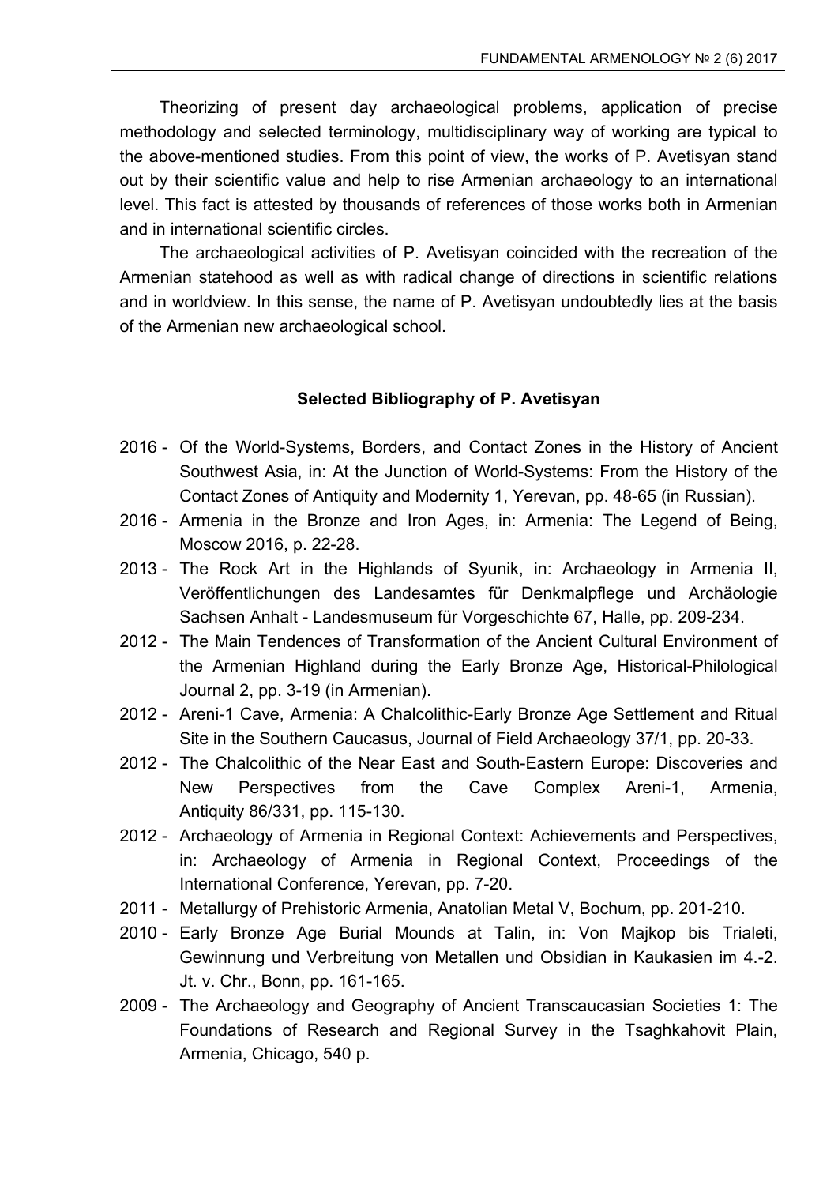Theorizing of present day archaeological problems, application of precise methodology and selected terminology, multidisciplinary way of working are typical to the above-mentioned studies. From this point of view, the works of P. Avetisyan stand out by their scientific value and help to rise Armenian archaeology to an international level. This fact is attested by thousands of references of those works both in Armenian and in international scientific circles.

The archaeological activities of P. Avetisyan coincided with the recreation of the Armenian statehood as well as with radical change of directions in scientific relations and in worldview. In this sense, the name of P. Avetisyan undoubtedly lies at the basis of the Armenian new archaeological school.

**Selected Bibliography of P. Avetisyan**

2016 - Of the World-Systems, Borders, and Contact Zones in the History of Ancient Southwest Asia, in: At the Junction of World-Systems: From the History of the Contact Zones of Antiquity and Modernity 1, Yerevan, pp. 48-65 (in Russian).

2016 - Armenia in the Bronze and Iron Ages, in: Armenia: The Legend of Being, Moscow 2016, p. 22-28.

2013 - The Rock Art in the Highlands of Syunik, in: Archaeology in Armenia II, Veröffentlichungen des Landesamtes für Denkmalpflege und Archäologie Sachsen Anhalt - Landesmuseum für Vorgeschichte 67, Halle, pp. 209-234.

2012 - The Main Tendences of Transformation of the Ancient Cultural Environment of the Armenian Highland during the Early Bronze Age, Historical-Philological Journal 2, pp. 3-19 (in Armenian).

2012 - Areni-1 Cave, Armenia: A Chalcolithic-Early Bronze Age Settlement and Ritual Site in the Southern Caucasus, Journal of Field Archaeology 37/1, pp. 20-33.

2012 - The Chalcolithic of the Near East and South-Eastern Europe: Discoveries and New Perspectives from the Cave Complex Areni-1, Armenia, Antiquity 86/331, pp. 115-130.

2012 - Archaeology of Armenia in Regional Context: Achievements and Perspectives, in: Archaeology of Armenia in Regional Context, Proceedings of the International Conference, Yerevan, pp. 7-20.

2011 - Metallurgy of Prehistoric Armenia, Anatolian Metal V, Bochum, pp. 201-210.

2010 - Early Bronze Age Burial Mounds at Talin, in: Von Majkop bis Trialeti, Gewinnung und Verbreitung von Metallen und Obsidian in Kaukasien im 4.-2. Jt. v. Chr., Bonn, pp. 161-165.

2009 - The Archaeology and Geography of Ancient Transcaucasian Societies 1: The Foundations of Research and Regional Survey in the Tsaghkahovit Plain, Armenia, Chicago, 540 p.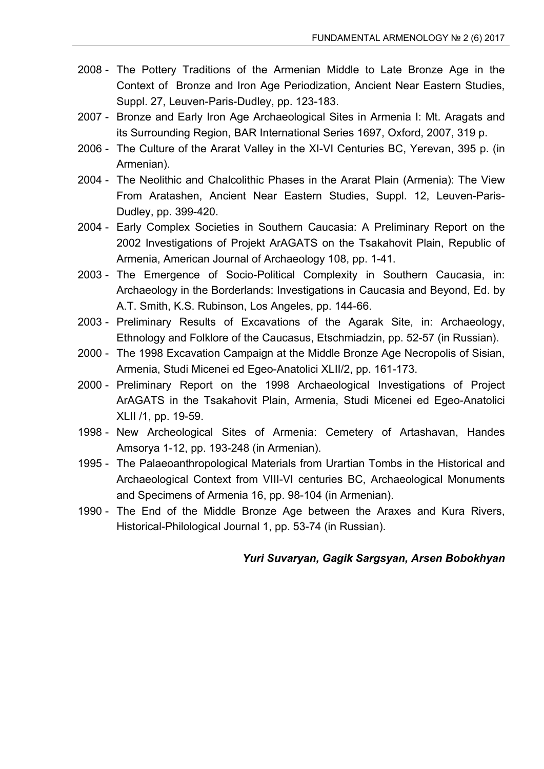2008 - The Pottery Traditions of the Armenian Middle to Late Bronze Age in the Context of Bronze and Iron Age Periodization, Ancient Near Eastern Studies, Suppl. 27, Leuven-Paris-Dudley, pp. 123-183.

2007 - Bronze and Early Iron Age Archaeological Sites in Armenia I: Mt. Aragats and its Surrounding Region, BAR International Series 1697, Oxford, 2007, 319 p.

2006 - The Culture of the Ararat Valley in the XI-VI Centuries BC, Yerevan, 395 p. (in Armenian).

2004 - The Neolithic and Chalcolithic Phases in the Ararat Plain (Armenia): The View From Aratashen, Ancient Near Eastern Studies, Suppl. 12, Leuven-Paris-Dudley, pp. 399-420.

2004 - Early Complex Societies in Southern Caucasia: A Preliminary Report on the 2002 Investigations of Projekt ArAGATS on the Tsakahovit Plain, Republic of Armenia, American Journal of Archaeology 108, pp. 1-41.

2003 - The Emergence of Socio-Political Complexity in Southern Caucasia, in: Archaeology in the Borderlands: Investigations in Caucasia and Beyond, Ed. by A.T. Smith, K.S. Rubinson, Los Angeles, pp. 144-66.

2003 - Preliminary Results of Excavations of the Agarak Site, in: Archaeology, Ethnology and Folklore of the Caucasus, Etschmiadzin, pp. 52-57 (in Russian).

2000 - The 1998 Excavation Campaign at the Middle Bronze Age Necropolis of Sisian, Armenia, Studi Micenei ed Egeo-Anatolici XLII/2, pp. 161-173.

2000 - Preliminary Report on the 1998 Archaeological Investigations of Project ArAGATS in the Tsakahovit Plain, Armenia, Studi Micenei ed Egeo-Anatolici XLII /1, pp. 19-59.

1998 - New Archeological Sites of Armenia: Cemetery of Artashavan, Handes Amsorya 1-12, pp. 193-248 (in Armenian).

1995 - The Palaeoanthropological Materials from Urartian Tombs in the Historical and Archaeological Context from VIII-VI centuries BC, Archaeological Monuments and Specimens of Armenia 16, pp. 98-104 (in Armenian).

1990 - The End of the Middle Bronze Age between the Araxes and Kura Rivers, Historical-Philological Journal 1, pp. 53-74 (in Russian).

***Yuri Suvaryan, Gagik Sargsyan, Arsen Bobokhyan***